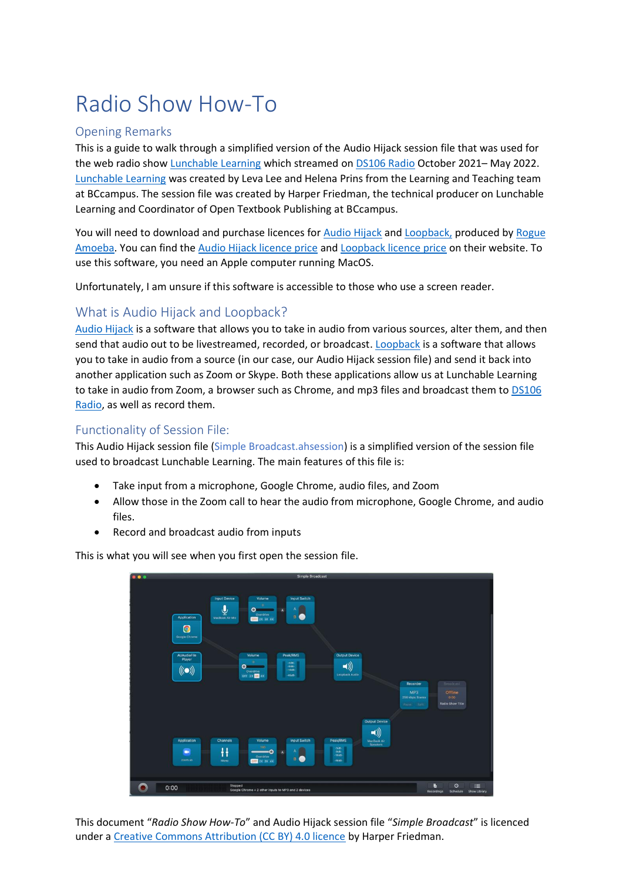# Radio Show How-To

## Opening Remarks

This is a guide to walk through a simplified version of the Audio Hijack session file that was used for the web radio show Lunchable Learning which streamed on DS106 Radio October 2021– May 2022. Lunchable Learning was created by Leva Lee and Helena Prins from the Learning and Teaching team at BCcampus. The session file was created by Harper Friedman, the technical producer on Lunchable Learning and Coordinator of Open Textbook Publishing at BCcampus.

You will need to download and purchase licences for Audio Hijack and Loopback, produced by Rogue Amoeba. You can find the Audio Hijack licence price and Loopback licence price on their website. To use this software, you need an Apple computer running MacOS.

Unfortunately, I am unsure if this software is accessible to those who use a screen reader.

## What is Audio Hijack and Loopback?

Audio Hijack is a software that allows you to take in audio from various sources, alter them, and then send that audio out to be livestreamed, recorded, or broadcast. Loopback is a software that allows you to take in audio from a source (in our case, our Audio Hijack session file) and send it back into another application such as Zoom or Skype. Both these applications allow us at Lunchable Learning to take in audio from Zoom, a browser such as Chrome, and mp3 files and broadcast them to DS106 Radio, as well as record them.

## Functionality of Session File:

This Audio Hijack session file (Simple Broadcast.ahsession) is a simplified version of the session file used to broadcast Lunchable Learning. The main features of this file is:

- Take input from a microphone, Google Chrome, audio files, and Zoom
- Allow those in the Zoom call to hear the audio from microphone, Google Chrome, and audio files.
- Record and broadcast audio from inputs

This is what you will see when you first open the session file.

This document "*Radio Show How-To*" and Audio Hijack session file "*Simple Broadcast*" is licenced under a Creative Commons Attribution (CC BY) 4.0 licence by Harper Friedman.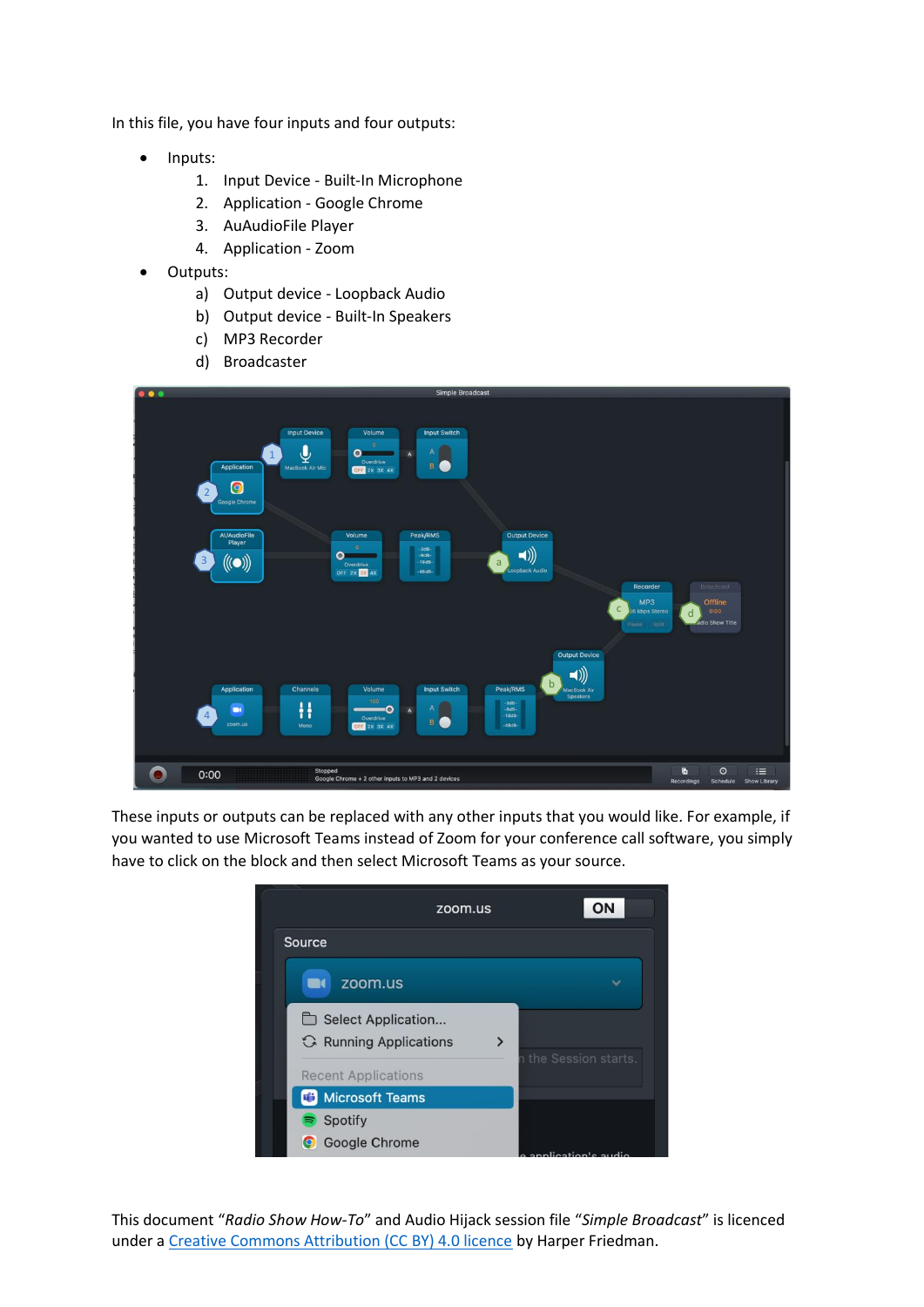In this file, you have four inputs and four outputs:

- Inputs:
  1. Input Device - Built-In Microphone
  2. Application - Google Chrome
  3. AuAudioFile Player
  4. Application - Zoom
- Outputs:
  a) Output device - Loopback Audio
  b) Output device - Built-In Speakers
  c) MP3 Recorder
  d) Broadcaster

These inputs or outputs can be replaced with any other inputs that you would like. For example, if you wanted to use Microsoft Teams instead of Zoom for your conference call software, you simply have to click on the block and then select Microsoft Teams as your source.

This document "*Radio Show How-To*" and Audio Hijack session file "*Simple Broadcast*" is licenced under a [Creative Commons Attribution (CC BY) 4.0 licence] by Harper Friedman.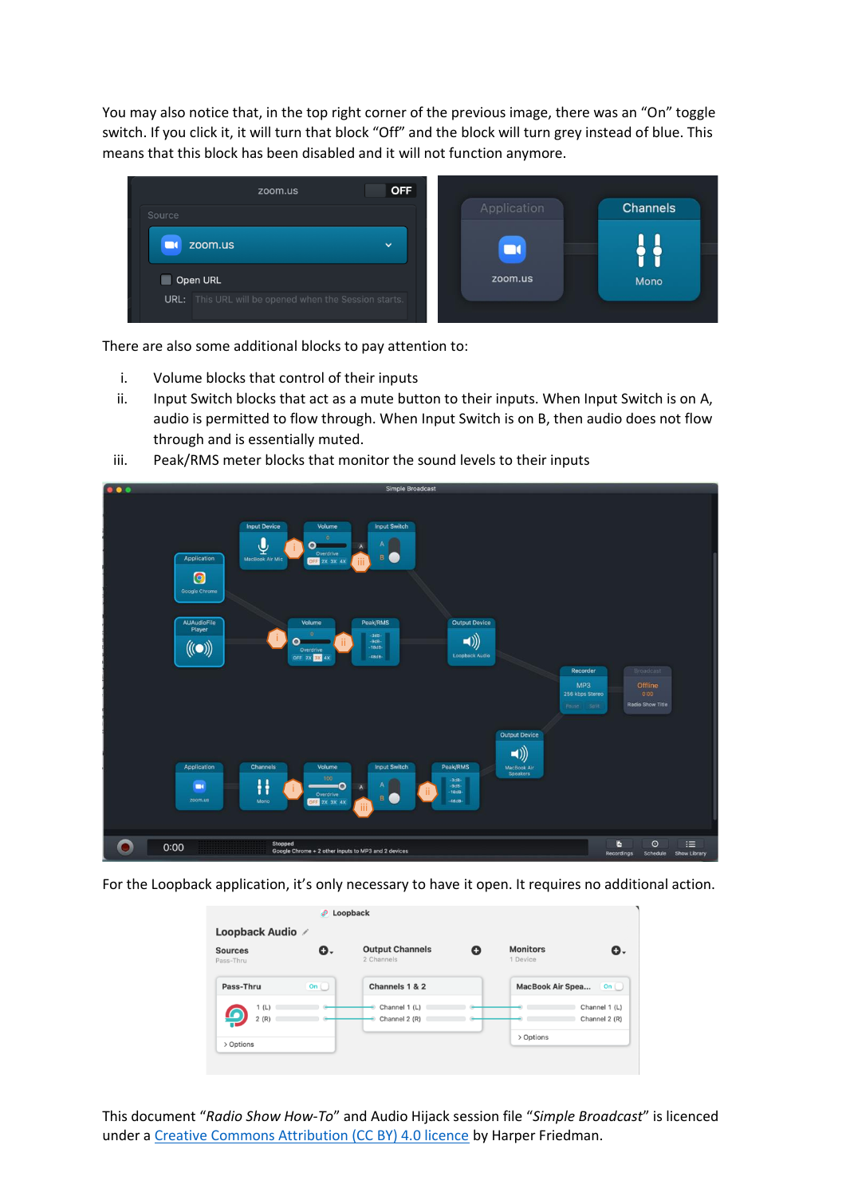You may also notice that, in the top right corner of the previous image, there was an "On" toggle switch. If you click it, it will turn that block "Off" and the block will turn grey instead of blue. This means that this block has been disabled and it will not function anymore.

There are also some additional blocks to pay attention to:

i. Volume blocks that control of their inputs
ii. Input Switch blocks that act as a mute button to their inputs. When Input Switch is on A, audio is permitted to flow through. When Input Switch is on B, then audio does not flow through and is essentially muted.
iii. Peak/RMS meter blocks that monitor the sound levels to their inputs

For the Loopback application, it's only necessary to have it open. It requires no additional action.

This document "*Radio Show How-To*" and Audio Hijack session file "*Simple Broadcast*" is licenced under a [Creative Commons Attribution (CC BY) 4.0 licence]() by Harper Friedman.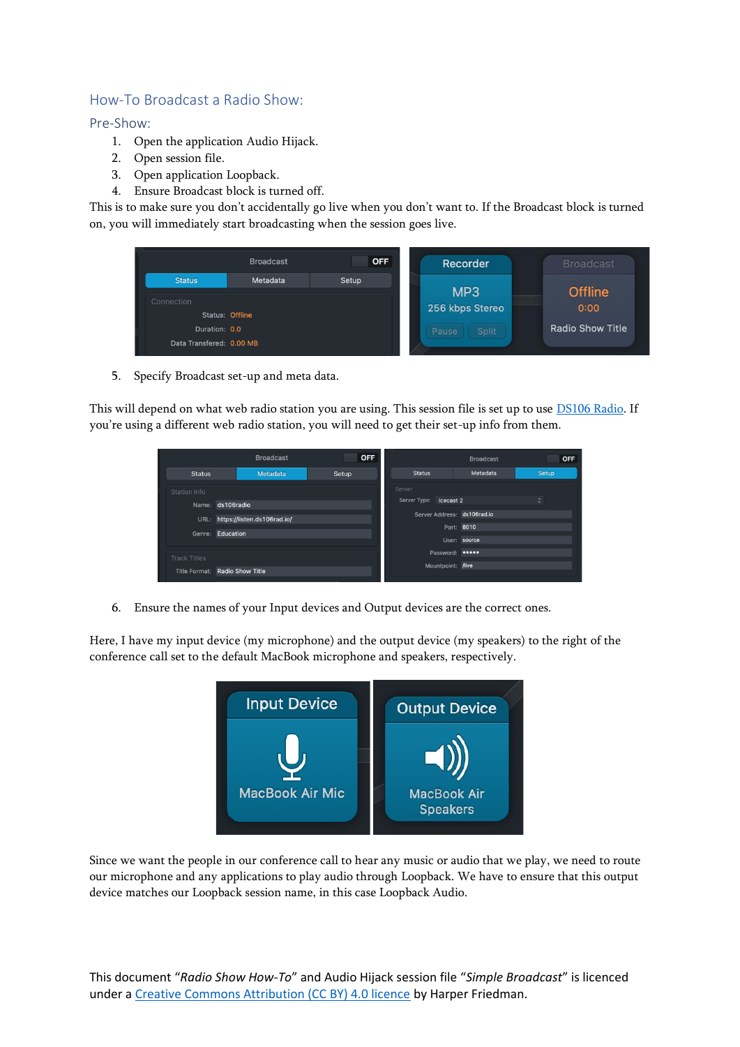## How-To Broadcast a Radio Show:

### Pre-Show:

1. Open the application Audio Hijack.
2. Open session file.
3. Open application Loopback.
4. Ensure Broadcast block is turned off.

This is to make sure you don't accidentally go live when you don't want to. If the Broadcast block is turned on, you will immediately start broadcasting when the session goes live.

5. Specify Broadcast set-up and meta data.

This will depend on what web radio station you are using. This session file is set up to use [DS106 Radio](). If you're using a different web radio station, you will need to get their set-up info from them.

6. Ensure the names of your Input devices and Output devices are the correct ones.

Here, I have my input device (my microphone) and the output device (my speakers) to the right of the conference call set to the default MacBook microphone and speakers, respectively.

Since we want the people in our conference call to hear any music or audio that we play, we need to route our microphone and any applications to play audio through Loopback. We have to ensure that this output device matches our Loopback session name, in this case Loopback Audio.

This document "*Radio Show How-To*" and Audio Hijack session file "*Simple Broadcast*" is licenced under a [Creative Commons Attribution (CC BY) 4.0 licence]() by Harper Friedman.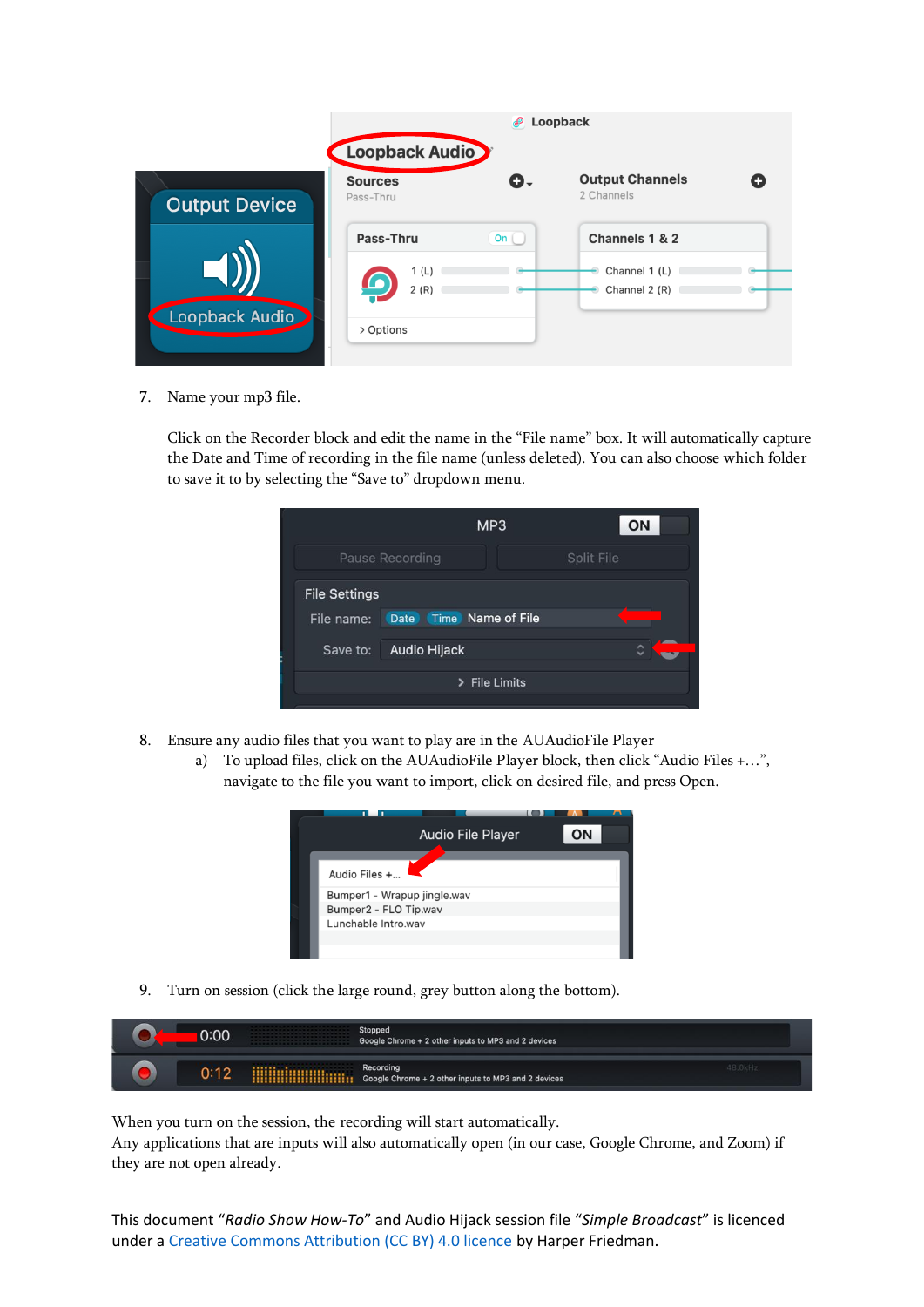7. Name your mp3 file.

   Click on the Recorder block and edit the name in the "File name" box. It will automatically capture the Date and Time of recording in the file name (unless deleted). You can also choose which folder to save it to by selecting the "Save to" dropdown menu.

8. Ensure any audio files that you want to play are in the AUAudioFile Player
   a) To upload files, click on the AUAudioFile Player block, then click "Audio Files +…", navigate to the file you want to import, click on desired file, and press Open.

9. Turn on session (click the large round, grey button along the bottom).

When you turn on the session, the recording will start automatically.
Any applications that are inputs will also automatically open (in our case, Google Chrome, and Zoom) if they are not open already.

This document "*Radio Show How-To*" and Audio Hijack session file "*Simple Broadcast*" is licenced under a [Creative Commons Attribution (CC BY) 4.0 licence] by Harper Friedman.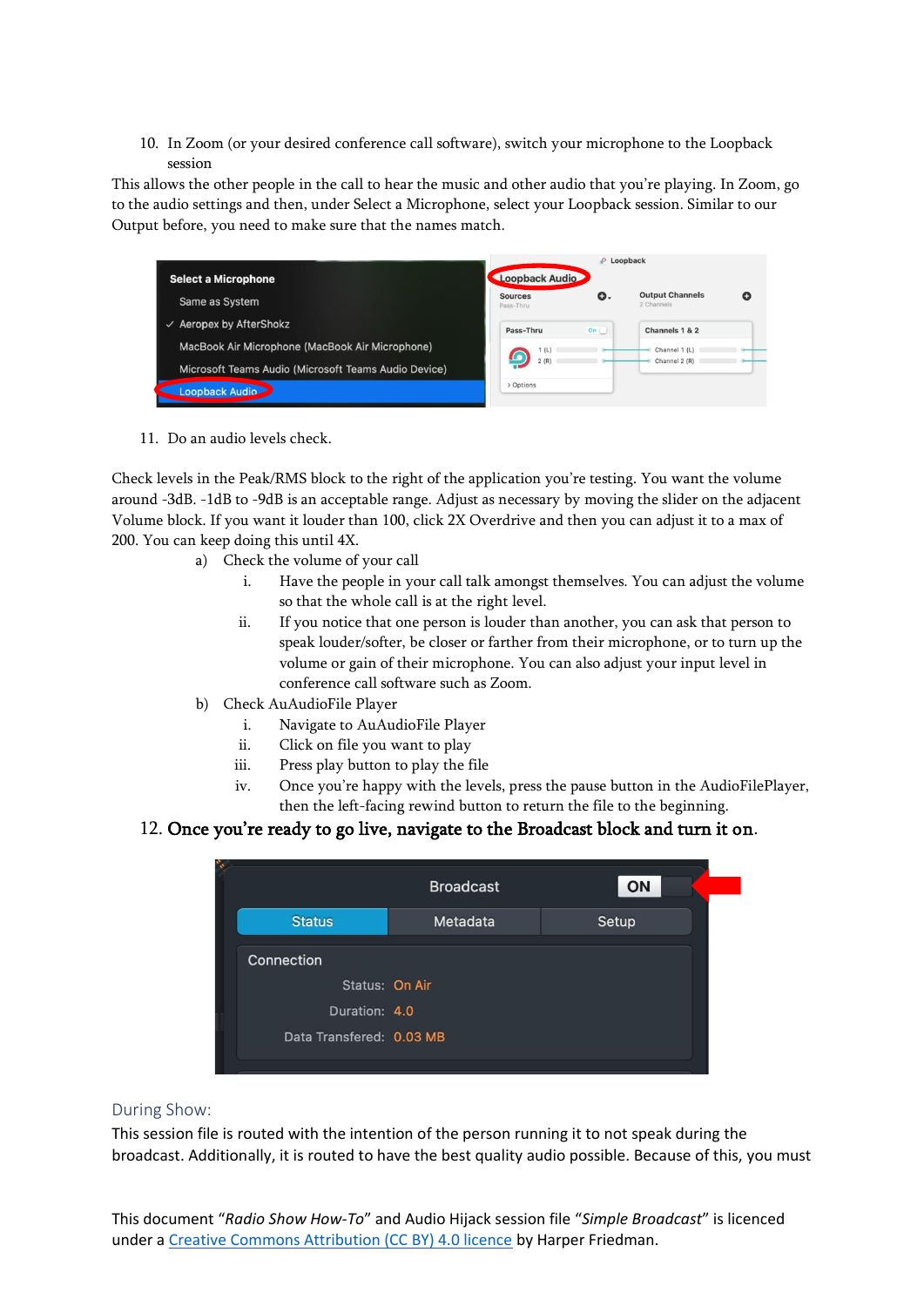10. In Zoom (or your desired conference call software), switch your microphone to the Loopback session

This allows the other people in the call to hear the music and other audio that you're playing. In Zoom, go to the audio settings and then, under Select a Microphone, select your Loopback session. Similar to our Output before, you need to make sure that the names match.

11. Do an audio levels check.

Check levels in the Peak/RMS block to the right of the application you're testing. You want the volume around -3dB. -1dB to -9dB is an acceptable range. Adjust as necessary by moving the slider on the adjacent Volume block. If you want it louder than 100, click 2X Overdrive and then you can adjust it to a max of 200. You can keep doing this until 4X.

a) Check the volume of your call
   i. Have the people in your call talk amongst themselves. You can adjust the volume so that the whole call is at the right level.
   ii. If you notice that one person is louder than another, you can ask that person to speak louder/softer, be closer or farther from their microphone, or to turn up the volume or gain of their microphone. You can also adjust your input level in conference call software such as Zoom.
b) Check AuAudioFile Player
   i. Navigate to AuAudioFile Player
   ii. Click on file you want to play
   iii. Press play button to play the file
   iv. Once you're happy with the levels, press the pause button in the AudioFilePlayer, then the left-facing rewind button to return the file to the beginning.

12. Once you're ready to go live, navigate to the Broadcast block and turn it on.

## During Show:

This session file is routed with the intention of the person running it to not speak during the broadcast. Additionally, it is routed to have the best quality audio possible. Because of this, you must

This document "*Radio Show How-To*" and Audio Hijack session file "*Simple Broadcast*" is licenced under a Creative Commons Attribution (CC BY) 4.0 licence by Harper Friedman.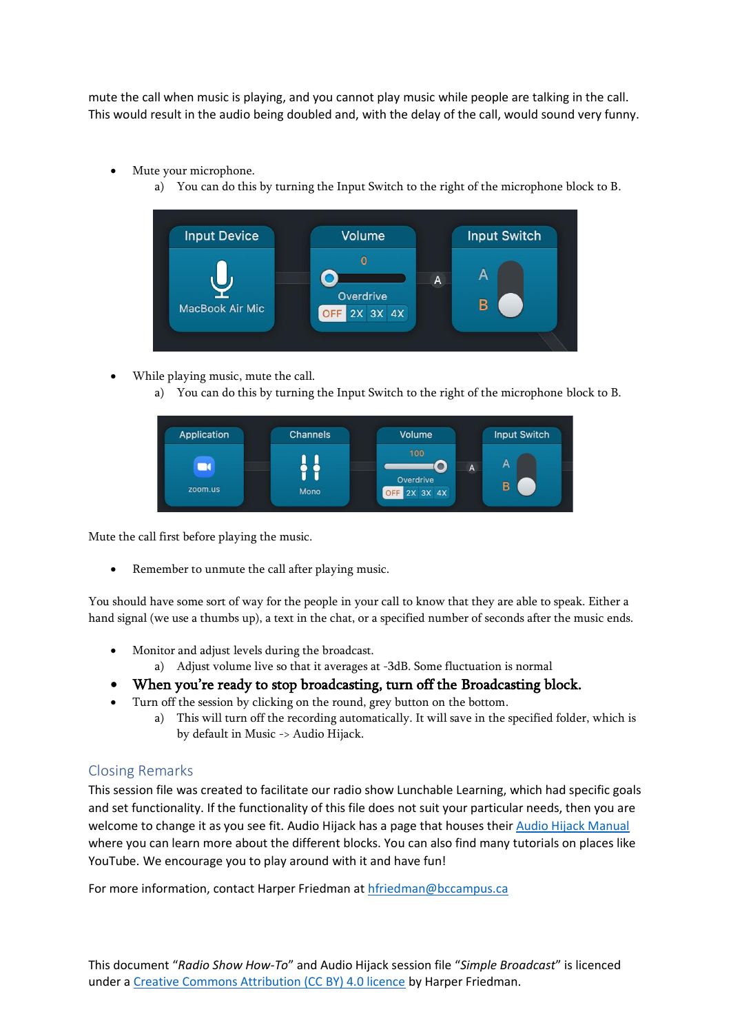mute the call when music is playing, and you cannot play music while people are talking in the call. This would result in the audio being doubled and, with the delay of the call, would sound very funny.

- Mute your microphone.
  a) You can do this by turning the Input Switch to the right of the microphone block to B.

Input Device
MacBook Air Mic
Volume
0
Overdrive
OFF 2X 3X 4X
A
Input Switch
A
B

- While playing music, mute the call.
  a) You can do this by turning the Input Switch to the right of the microphone block to B.

Application
zoom.us
Channels
Mono
Volume
100
Overdrive
OFF 2X 3X 4X
A
Input Switch
A
B

Mute the call first before playing the music.

- Remember to unmute the call after playing music.

You should have some sort of way for the people in your call to know that they are able to speak. Either a hand signal (we use a thumbs up), a text in the chat, or a specified number of seconds after the music ends.

- Monitor and adjust levels during the broadcast.
  a) Adjust volume live so that it averages at -3dB. Some fluctuation is normal
- **When you're ready to stop broadcasting, turn off the Broadcasting block.**
- Turn off the session by clicking on the round, grey button on the bottom.
  a) This will turn off the recording automatically. It will save in the specified folder, which is by default in Music -> Audio Hijack.

## Closing Remarks

This session file was created to facilitate our radio show Lunchable Learning, which had specific goals and set functionality. If the functionality of this file does not suit your particular needs, then you are welcome to change it as you see fit. Audio Hijack has a page that houses their Audio Hijack Manual where you can learn more about the different blocks. You can also find many tutorials on places like YouTube. We encourage you to play around with it and have fun!

For more information, contact Harper Friedman at hfriedman@bccampus.ca

This document "*Radio Show How-To*" and Audio Hijack session file "*Simple Broadcast*" is licenced under a Creative Commons Attribution (CC BY) 4.0 licence by Harper Friedman.